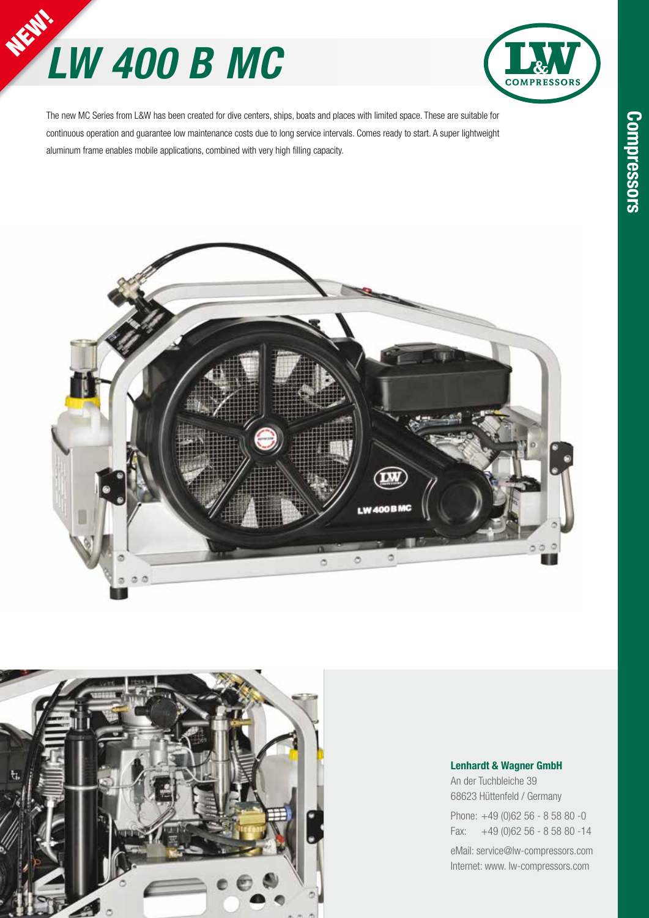NEW!

# LW 400 B MC

The new MC Series from L&W has been created for dive centers, ships, boats and places with limited space. These are suitable for continuous operation and guarantee low maintenance costs due to long service intervals. Comes ready to start. A super lightweight aluminum frame enables mobile applications, combined with very high filling capacity.

**Lenhardt & Wagner GmbH**
An der Tuchbleiche 39
68623 Hüttenfeld / Germany

Phone: +49 (0)62 56 - 8 58 80 -0
Fax: +49 (0)62 56 - 8 58 80 -14

eMail: service@lw-compressors.com
Internet: www. lw-compressors.com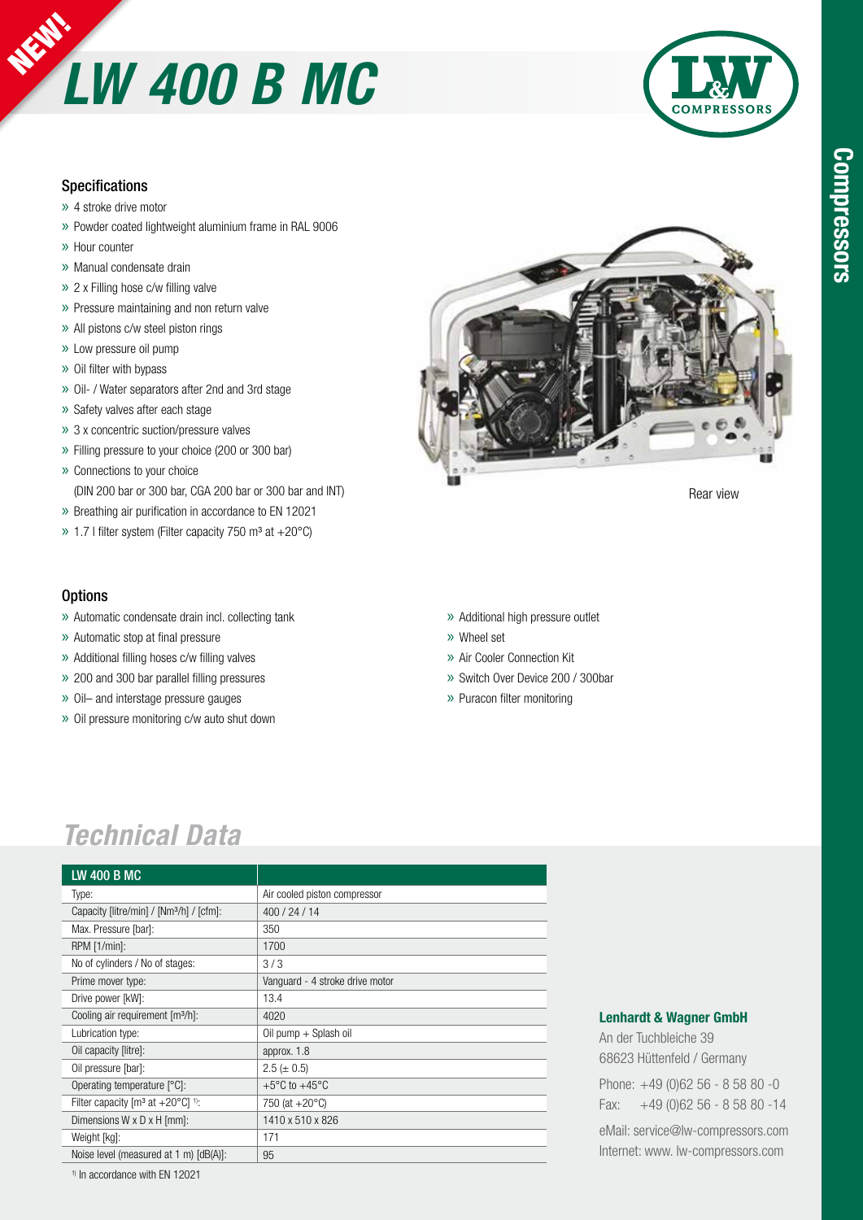NEW!

# LW 400 B MC

Compressors

### Specifications

- 4 stroke drive motor
- Powder coated lightweight aluminium frame in RAL 9006
- Hour counter
- Manual condensate drain
- 2 x Filling hose c/w filling valve
- Pressure maintaining and non return valve
- All pistons c/w steel piston rings
- Low pressure oil pump
- Oil filter with bypass
- Oil- / Water separators after 2nd and 3rd stage
- Safety valves after each stage
- 3 x concentric suction/pressure valves
- Filling pressure to your choice (200 or 300 bar)
- Connections to your choice (DIN 200 bar or 300 bar, CGA 200 bar or 300 bar and INT)
- Breathing air purification in accordance to EN 12021
- 1.7 l filter system (Filter capacity 750 m³ at +20°C)

Rear view

### Options

- Automatic condensate drain incl. collecting tank
- Automatic stop at final pressure
- Additional filling hoses c/w filling valves
- 200 and 300 bar parallel filling pressures
- Oil– and interstage pressure gauges
- Oil pressure monitoring c/w auto shut down
- Additional high pressure outlet
- Wheel set
- Air Cooler Connection Kit
- Switch Over Device 200 / 300bar
- Puracon filter monitoring

## *Technical Data*

| LW 400 B MC | |
|---|---|
| Type: | Air cooled piston compressor |
| Capacity [litre/min] / [Nm³/h] / [cfm]: | 400 / 24 / 14 |
| Max. Pressure [bar]: | 350 |
| RPM [1/min]: | 1700 |
| No of cylinders / No of stages: | 3 / 3 |
| Prime mover type: | Vanguard - 4 stroke drive motor |
| Drive power [kW]: | 13.4 |
| Cooling air requirement [m³/h]: | 4020 |
| Lubrication type: | Oil pump + Splash oil |
| Oil capacity [litre]: | approx. 1.8 |
| Oil pressure [bar]: | 2.5 (± 0.5) |
| Operating temperature [°C]: | +5°C to +45°C |
| Filter capacity [m³ at +20°C] [1]: | 750 (at +20°C) |
| Dimensions W x D x H [mm]: | 1410 x 510 x 826 |
| Weight [kg]: | 171 |
| Noise level (measured at 1 m) [dB(A)]: | 95 |

[1] In accordance with EN 12021

**Lenhardt & Wagner GmbH**
An der Tuchbleiche 39
68623 Hüttenfeld / Germany

Phone: +49 (0)62 56 - 8 58 80 -0
Fax: +49 (0)62 56 - 8 58 80 -14

eMail: service@lw-compressors.com
Internet: www. lw-compressors.com